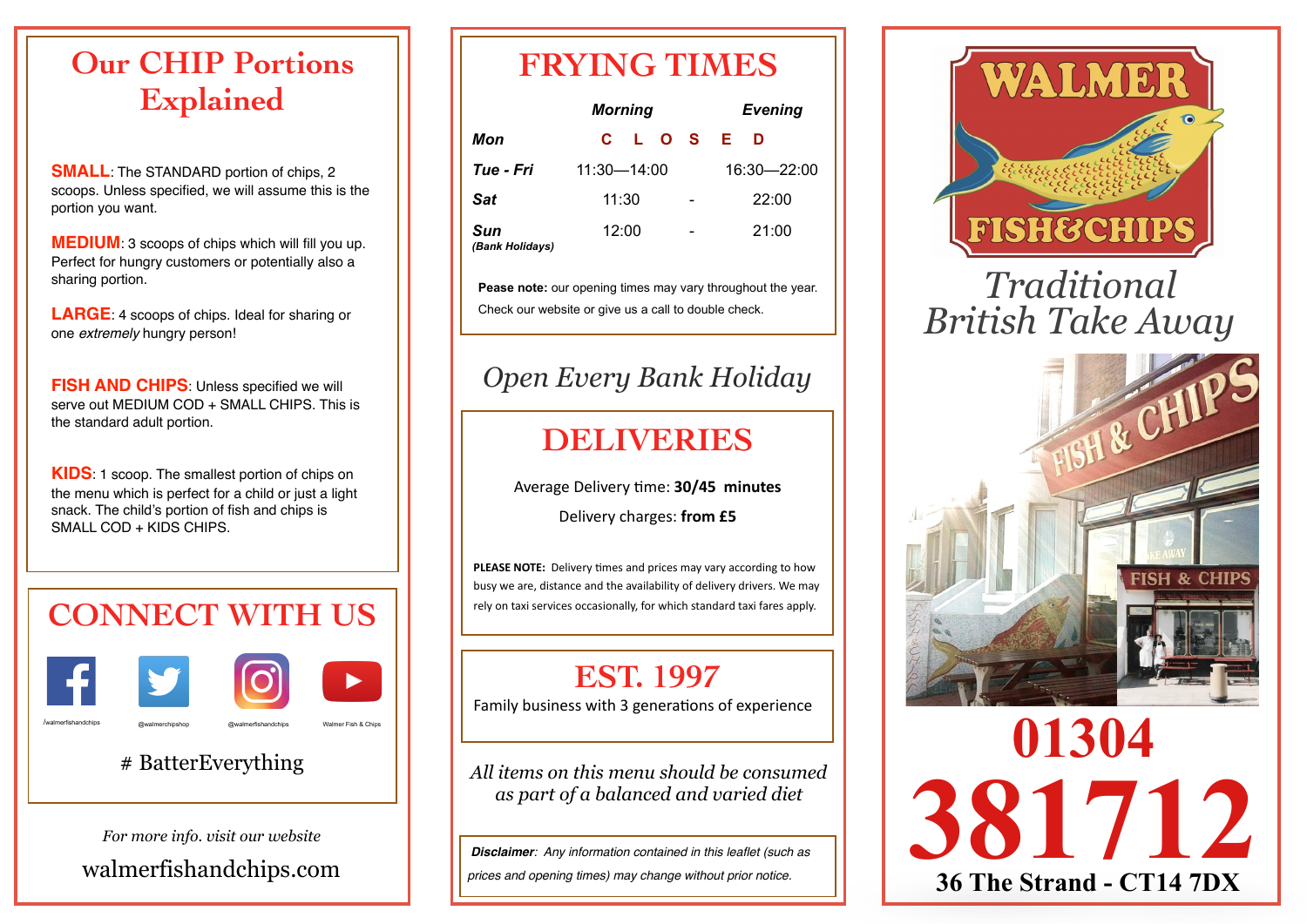# Our CHIP Portions Explained

**SMALL**: The STANDARD portion of chips, 2 scoops. Unless specified, we will assume this is the portion you want.

**MEDIUM**: 3 scoops of chips which will fill you up. Perfect for hungry customers or potentially also a sharing portion.

**LARGE**: 4 scoops of chips. Ideal for sharing or one *extremely* hungry person!

**FISH AND CHIPS**: Unless specified we will serve out MEDIUM COD + SMALL CHIPS. This is the standard adult portion.

**KIDS**: 1 scoop. The smallest portion of chips on the menu which is perfect for a child or just a light snack. The child's portion of fish and chips is SMALL COD + KIDS CHIPS.

# CONNECT WITH US

/walmerfishandchips | @walmerchipshop | @walmerfishandchips | Walmer Fish & Chips

# BatterEverything

*For more info. visit our website*

walmerfishandchips.com

# FRYING TIMES

| | Morning | | Evening |
|---|---|---|---|
| **Mon** | C L O S | | E D |
| **Tue - Fri** | 11:30—14:00 | | 16:30—22:00 |
| **Sat** | 11:30 | - | 22:00 |
| **Sun** *(Bank Holidays)* | 12:00 | - | 21:00 |

**Pease note:** our opening times may vary throughout the year. Check our website or give us a call to double check.

*Open Every Bank Holiday*

# DELIVERIES

Average Delivery time: **30/45 minutes**

Delivery charges: **from £5**

**PLEASE NOTE:** Delivery times and prices may vary according to how busy we are, distance and the availability of delivery drivers. We may rely on taxi services occasionally, for which standard taxi fares apply.

# EST. 1997

Family business with 3 generations of experience

*All items on this menu should be consumed as part of a balanced and varied diet*

***Disclaimer**: Any information contained in this leaflet (such as prices and opening times) may change without prior notice.*

# WALMER FISH&CHIPS

*Traditional British Take Away*

# 01304 381712

**36 The Strand - CT14 7DX**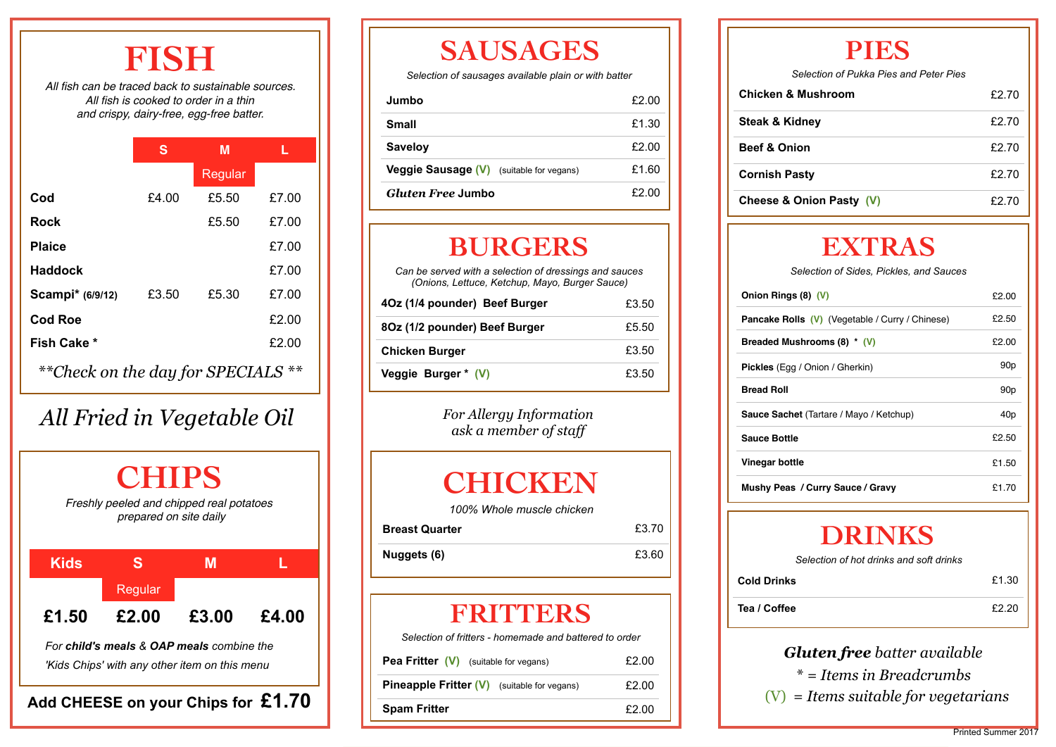# FISH

*All fish can be traced back to sustainable sources. All fish is cooked to order in a thin and crispy, dairy-free, egg-free batter.*

| | S | M (Regular) | L |
|---|---|---|---|
| **Cod** | £4.00 | £5.50 | £7.00 |
| **Rock** | | £5.50 | £7.00 |
| **Plaice** | | | £7.00 |
| **Haddock** | | | £7.00 |
| **Scampi* (6/9/12)** | £3.50 | £5.30 | £7.00 |
| **Cod Roe** | | | £2.00 |
| **Fish Cake *** | | | £2.00 |

*\*\*Check on the day for SPECIALS \*\**

*All Fried in Vegetable Oil*

# CHIPS

*Freshly peeled and chipped real potatoes prepared on site daily*

| Kids | S (Regular) | M | L |
|---|---|---|---|
| £1.50 | £2.00 | £3.00 | £4.00 |

*For **child's meals** & **OAP meals** combine the 'Kids Chips' with any other item on this menu*

**Add CHEESE on your Chips for £1.70**

# SAUSAGES

*Selection of sausages available plain or with batter*

| | |
|---|---|
| **Jumbo** | £2.00 |
| **Small** | £1.30 |
| **Saveloy** | £2.00 |
| **Veggie Sausage (V)** (suitable for vegans) | £1.60 |
| ***Gluten Free* Jumbo** | £2.00 |

# BURGERS

*Can be served with a selection of dressings and sauces (Onions, Lettuce, Ketchup, Mayo, Burger Sauce)*

| | |
|---|---|
| **4Oz (1/4 pounder) Beef Burger** | £3.50 |
| **8Oz (1/2 pounder) Beef Burger** | £5.50 |
| **Chicken Burger** | £3.50 |
| **Veggie Burger * (V)** | £3.50 |

*For Allergy Information ask a member of staff*

# CHICKEN

*100% Whole muscle chicken*

| | |
|---|---|
| **Breast Quarter** | £3.70 |
| **Nuggets (6)** | £3.60 |

# FRITTERS

*Selection of fritters - homemade and battered to order*

| | |
|---|---|
| **Pea Fritter (V)** (suitable for vegans) | £2.00 |
| **Pineapple Fritter (V)** (suitable for vegans) | £2.00 |
| **Spam Fritter** | £2.00 |

# PIES

*Selection of Pukka Pies and Peter Pies*

| | |
|---|---|
| **Chicken & Mushroom** | £2.70 |
| **Steak & Kidney** | £2.70 |
| **Beef & Onion** | £2.70 |
| **Cornish Pasty** | £2.70 |
| **Cheese & Onion Pasty (V)** | £2.70 |

# EXTRAS

*Selection of Sides, Pickles, and Sauces*

| | |
|---|---|
| **Onion Rings (8) (V)** | £2.00 |
| **Pancake Rolls (V)** (Vegetable / Curry / Chinese) | £2.50 |
| **Breaded Mushrooms (8) * (V)** | £2.00 |
| **Pickles** (Egg / Onion / Gherkin) | 90p |
| **Bread Roll** | 90p |
| **Sauce Sachet** (Tartare / Mayo / Ketchup) | 40p |
| **Sauce Bottle** | £2.50 |
| **Vinegar bottle** | £1.50 |
| **Mushy Peas / Curry Sauce / Gravy** | £1.70 |

# DRINKS

*Selection of hot drinks and soft drinks*

| | |
|---|---|
| **Cold Drinks** | £1.30 |
| **Tea / Coffee** | £2.20 |

***Gluten free** batter available*

*\* = Items in Breadcrumbs*

*(V) = Items suitable for vegetarians*

Printed Summer 2017